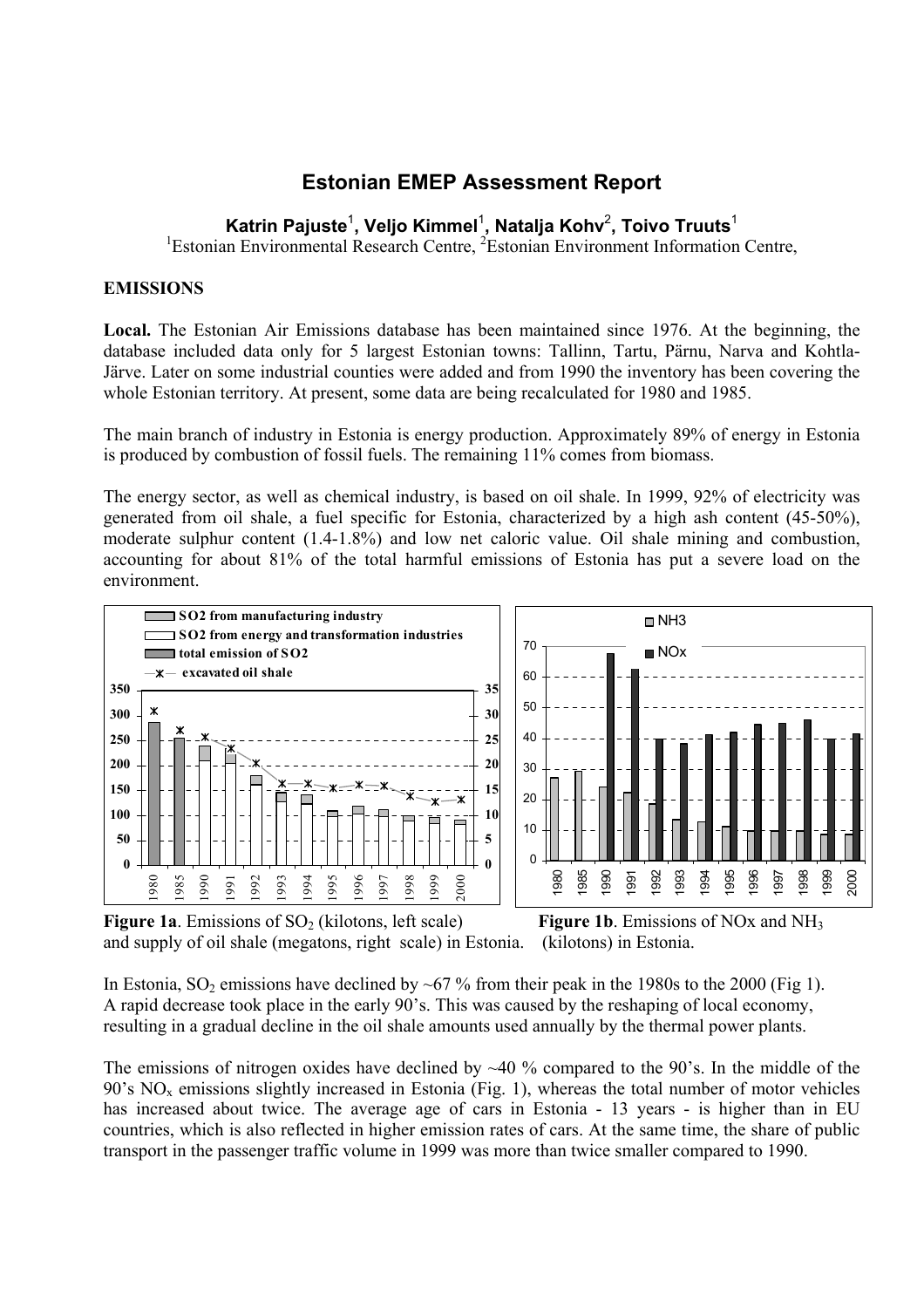# Estonian EMEP Assessment Report

**Katrin Pajuste**[1]**, Veljo Kimmel**[1]**, Natalja Kohv**[2]**, Toivo Truuts**[1]

[1]Estonian Environmental Research Centre, [2]Estonian Environment Information Centre,

## EMISSIONS

**Local.** The Estonian Air Emissions database has been maintained since 1976. At the beginning, the database included data only for 5 largest Estonian towns: Tallinn, Tartu, Pärnu, Narva and Kohtla-Järve. Later on some industrial counties were added and from 1990 the inventory has been covering the whole Estonian territory. At present, some data are being recalculated for 1980 and 1985.

The main branch of industry in Estonia is energy production. Approximately 89% of energy in Estonia is produced by combustion of fossil fuels. The remaining 11% comes from biomass.

The energy sector, as well as chemical industry, is based on oil shale. In 1999, 92% of electricity was generated from oil shale, a fuel specific for Estonia, characterized by a high ash content (45-50%), moderate sulphur content (1.4-1.8%) and low net caloric value. Oil shale mining and combustion, accounting for about 81% of the total harmful emissions of Estonia has put a severe load on the environment.

**Figure 1a**. Emissions of $SO_2$ (kilotons, left scale) and supply of oil shale (megatons, right scale) in Estonia.

**Figure 1b**. Emissions of NOx and $NH_3$ (kilotons) in Estonia.

In Estonia, $SO_2$ emissions have declined by ~67 % from their peak in the 1980s to the 2000 (Fig 1). A rapid decrease took place in the early 90's. This was caused by the reshaping of local economy, resulting in a gradual decline in the oil shale amounts used annually by the thermal power plants.

The emissions of nitrogen oxides have declined by ~40 % compared to the 90's. In the middle of the 90's $NO_x$ emissions slightly increased in Estonia (Fig. 1), whereas the total number of motor vehicles has increased about twice. The average age of cars in Estonia - 13 years - is higher than in EU countries, which is also reflected in higher emission rates of cars. At the same time, the share of public transport in the passenger traffic volume in 1999 was more than twice smaller compared to 1990.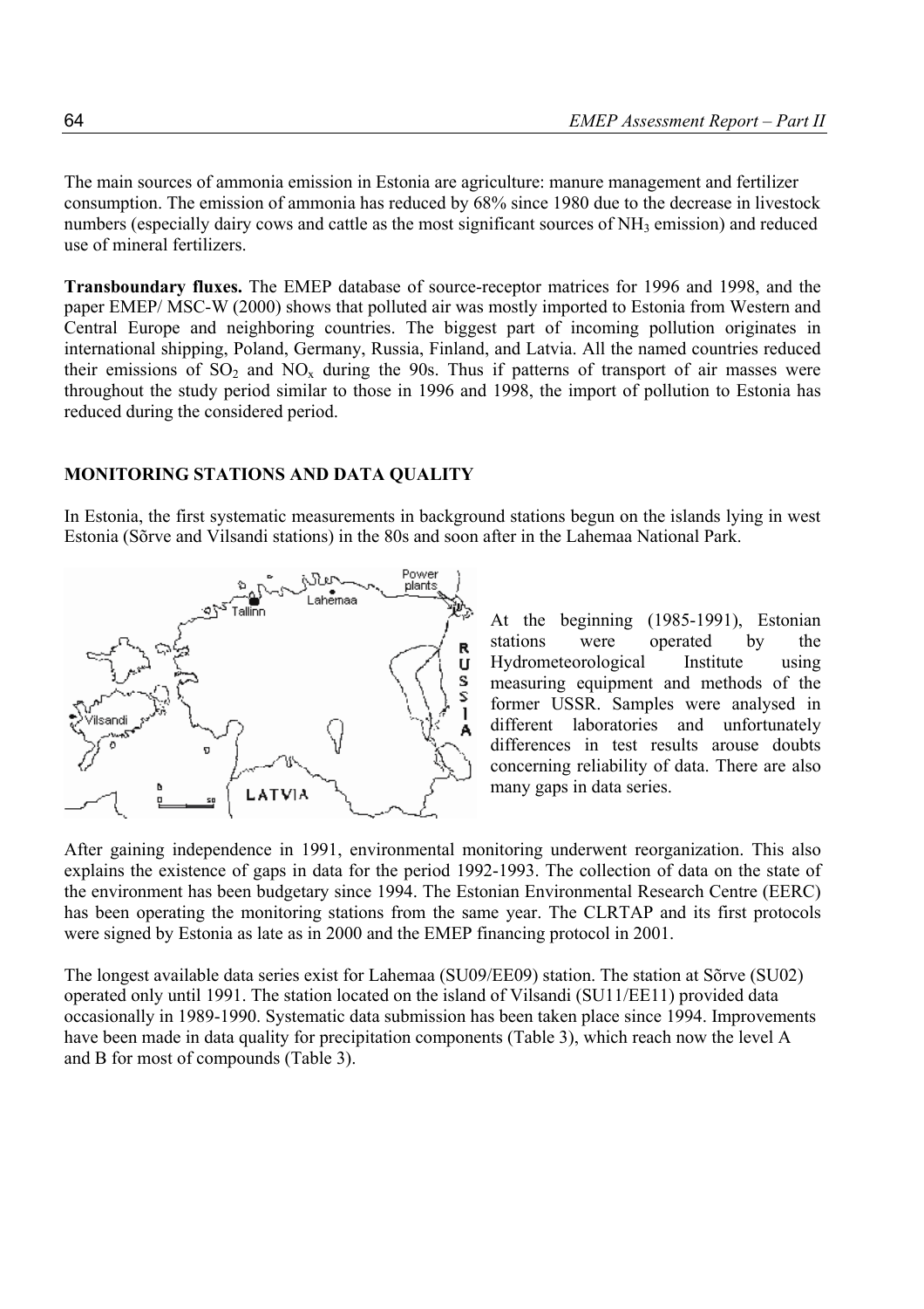The main sources of ammonia emission in Estonia are agriculture: manure management and fertilizer consumption. The emission of ammonia has reduced by 68% since 1980 due to the decrease in livestock numbers (especially dairy cows and cattle as the most significant sources of $NH_3$ emission) and reduced use of mineral fertilizers.

**Transboundary fluxes.** The EMEP database of source-receptor matrices for 1996 and 1998, and the paper EMEP/ MSC-W (2000) shows that polluted air was mostly imported to Estonia from Western and Central Europe and neighboring countries. The biggest part of incoming pollution originates in international shipping, Poland, Germany, Russia, Finland, and Latvia. All the named countries reduced their emissions of $SO_2$ and $NO_x$ during the 90s. Thus if patterns of transport of air masses were throughout the study period similar to those in 1996 and 1998, the import of pollution to Estonia has reduced during the considered period.

## MONITORING STATIONS AND DATA QUALITY

In Estonia, the first systematic measurements in background stations begun on the islands lying in west Estonia (Sõrve and Vilsandi stations) in the 80s and soon after in the Lahemaa National Park.

At the beginning (1985-1991), Estonian stations were operated by the Hydrometeorological Institute using measuring equipment and methods of the former USSR. Samples were analysed in different laboratories and unfortunately differences in test results arouse doubts concerning reliability of data. There are also many gaps in data series.

After gaining independence in 1991, environmental monitoring underwent reorganization. This also explains the existence of gaps in data for the period 1992-1993. The collection of data on the state of the environment has been budgetary since 1994. The Estonian Environmental Research Centre (EERC) has been operating the monitoring stations from the same year. The CLRTAP and its first protocols were signed by Estonia as late as in 2000 and the EMEP financing protocol in 2001.

The longest available data series exist for Lahemaa (SU09/EE09) station. The station at Sõrve (SU02) operated only until 1991. The station located on the island of Vilsandi (SU11/EE11) provided data occasionally in 1989-1990. Systematic data submission has been taken place since 1994. Improvements have been made in data quality for precipitation components (Table 3), which reach now the level A and B for most of compounds (Table 3).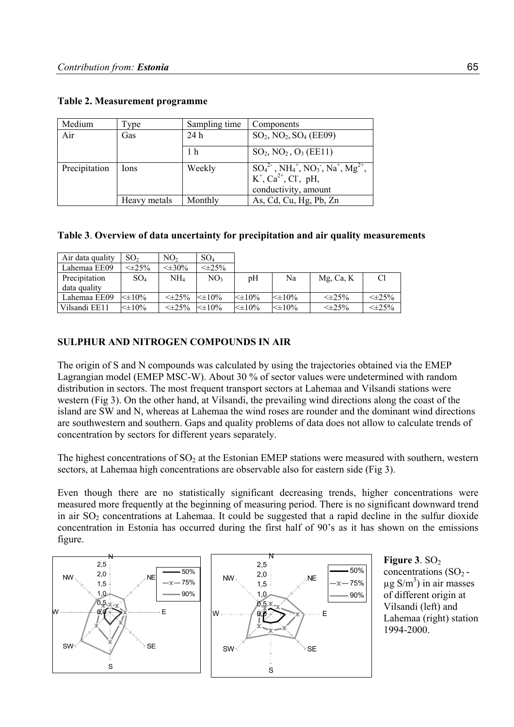**Table 2. Measurement programme**

| Medium | Type | Sampling time | Components |
|---|---|---|---|
| Air | Gas | 24 h | $SO_2$, $NO_2$, $SO_4$ (EE09) |
| | | 1 h | $SO_2$, $NO_2$, $O_3$ (EE11) |
| Precipitation | Ions | Weekly | $SO_4^{2-}$, $NH_4^+$, $NO_3^-$, $Na^+$, $Mg^{2+}$, $K^+$, $Ca^{2+}$, $Cl^-$, pH, conductivity, amount |
| | Heavy metals | Monthly | As, Cd, Cu, Hg, Pb, Zn |

**Table 3. Overview of data uncertainty for precipitation and air quality measurements**

| Air data quality | $SO_2$ | $NO_2$ | $SO_4$ | | | | |
|---|---|---|---|---|---|---|---|
| Lahemaa EE09 | <±25% | <±30% | <±25% | | | | |
| Precipitation data quality | $SO_4$ | $NH_4$ | $NO_3$ | pH | Na | Mg, Ca, K | Cl |
| Lahemaa EE09 | <±10% | <±25% | <±10% | <±10% | <±10% | <±25% | <±25% |
| Vilsandi EE11 | <±10% | <±25% | <±10% | <±10% | <±10% | <±25% | <±25% |

## SULPHUR AND NITROGEN COMPOUNDS IN AIR

The origin of S and N compounds was calculated by using the trajectories obtained via the EMEP Lagrangian model (EMEP MSC-W). About 30 % of sector values were undetermined with random distribution in sectors. The most frequent transport sectors at Lahemaa and Vilsandi stations were western (Fig 3). On the other hand, at Vilsandi, the prevailing wind directions along the coast of the island are SW and N, whereas at Lahemaa the wind roses are rounder and the dominant wind directions are southwestern and southern. Gaps and quality problems of data does not allow to calculate trends of concentration by sectors for different years separately.

The highest concentrations of $SO_2$ at the Estonian EMEP stations were measured with southern, western sectors, at Lahemaa high concentrations are observable also for eastern side (Fig 3).

Even though there are no statistically significant decreasing trends, higher concentrations were measured more frequently at the beginning of measuring period. There is no significant downward trend in air $SO_2$ concentrations at Lahemaa. It could be suggested that a rapid decline in the sulfur dioxide concentration in Estonia has occurred during the first half of 90's as it has shown on the emissions figure.

**Figure 3**. $SO_2$ concentrations ($SO_2$ - µg $S/m^3$) in air masses of different origin at Vilsandi (left) and Lahemaa (right) station 1994-2000.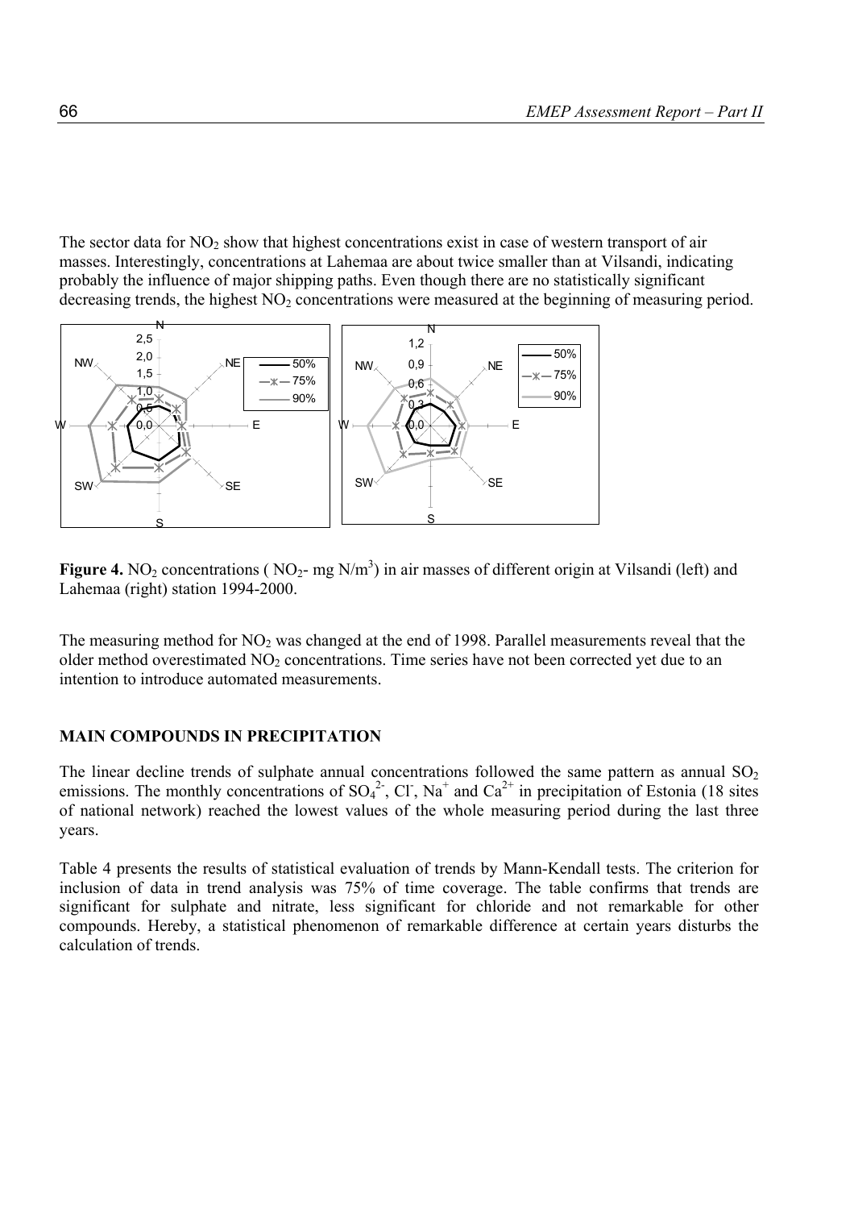The sector data for $NO_2$ show that highest concentrations exist in case of western transport of air masses. Interestingly, concentrations at Lahemaa are about twice smaller than at Vilsandi, indicating probably the influence of major shipping paths. Even though there are no statistically significant decreasing trends, the highest $NO_2$ concentrations were measured at the beginning of measuring period.

**Figure 4.** $NO_2$ concentrations ( $NO_2$- mg N/m$^3$) in air masses of different origin at Vilsandi (left) and Lahemaa (right) station 1994-2000.

The measuring method for $NO_2$ was changed at the end of 1998. Parallel measurements reveal that the older method overestimated $NO_2$ concentrations. Time series have not been corrected yet due to an intention to introduce automated measurements.

## MAIN COMPOUNDS IN PRECIPITATION

The linear decline trends of sulphate annual concentrations followed the same pattern as annual $SO_2$ emissions. The monthly concentrations of $SO_4^{2-}$, $Cl^-$, $Na^+$ and $Ca^{2+}$ in precipitation of Estonia (18 sites of national network) reached the lowest values of the whole measuring period during the last three years.

Table 4 presents the results of statistical evaluation of trends by Mann-Kendall tests. The criterion for inclusion of data in trend analysis was 75% of time coverage. The table confirms that trends are significant for sulphate and nitrate, less significant for chloride and not remarkable for other compounds. Hereby, a statistical phenomenon of remarkable difference at certain years disturbs the calculation of trends.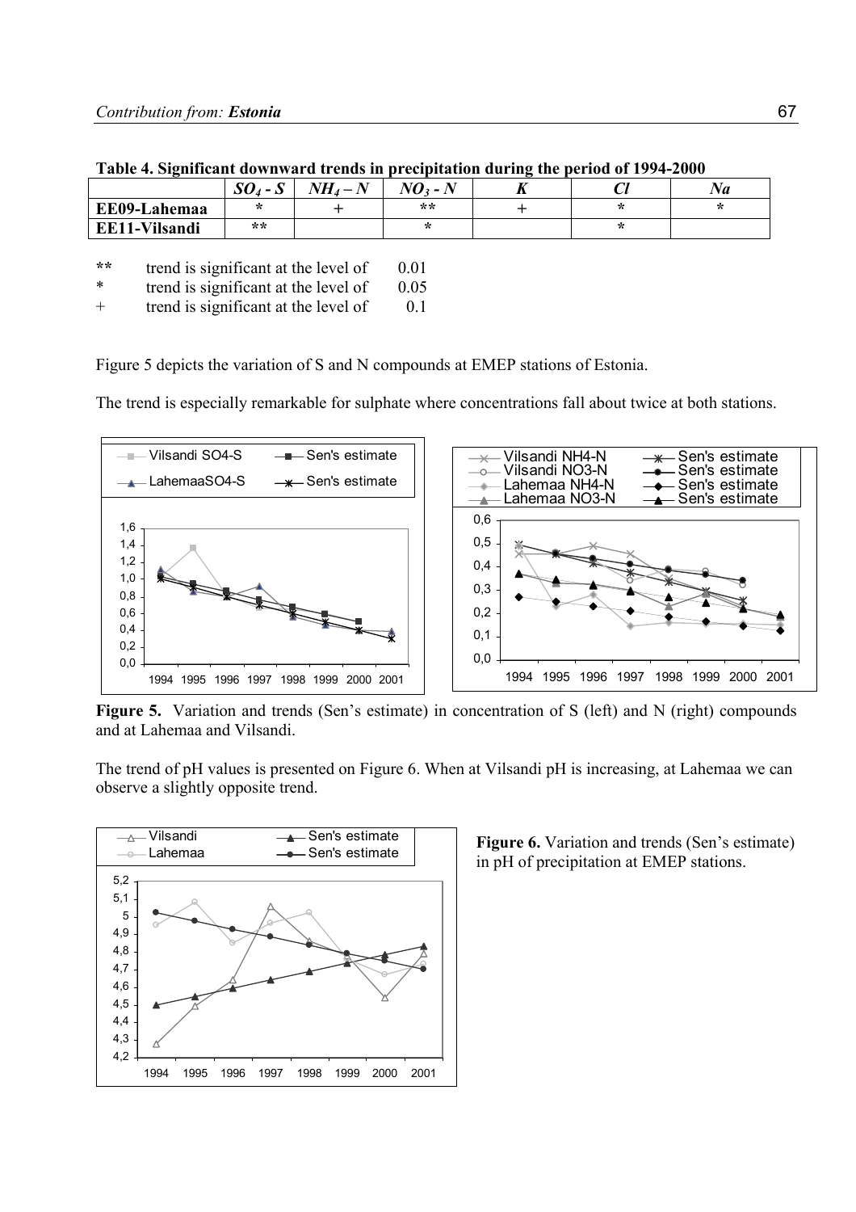**Table 4. Significant downward trends in precipitation during the period of 1994-2000**

| | $SO_4$ - $S$ | $NH_4 - N$ | $NO_3$ - $N$ | $K$ | $Cl$ | $Na$ |
|---|---|---|---|---|---|---|
| **EE09-Lahemaa** | * | + | ** | + | * | * |
| **EE11-Vilsandi** | ** | | * | | * | |

| | | |
|---|---|---|
| ** | trend is significant at the level of | 0.01 |
| * | trend is significant at the level of | 0.05 |
| + | trend is significant at the level of | 0.1 |

Figure 5 depicts the variation of S and N compounds at EMEP stations of Estonia.

The trend is especially remarkable for sulphate where concentrations fall about twice at both stations.

**Figure 5.** Variation and trends (Sen's estimate) in concentration of S (left) and N (right) compounds and at Lahemaa and Vilsandi.

The trend of pH values is presented on Figure 6. When at Vilsandi pH is increasing, at Lahemaa we can observe a slightly opposite trend.

**Figure 6.** Variation and trends (Sen's estimate) in pH of precipitation at EMEP stations.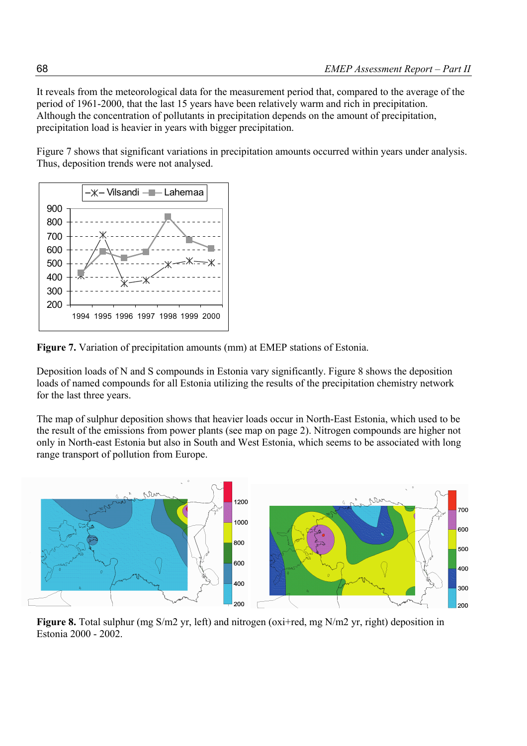It reveals from the meteorological data for the measurement period that, compared to the average of the period of 1961-2000, that the last 15 years have been relatively warm and rich in precipitation. Although the concentration of pollutants in precipitation depends on the amount of precipitation, precipitation load is heavier in years with bigger precipitation.

Figure 7 shows that significant variations in precipitation amounts occurred within years under analysis. Thus, deposition trends were not analysed.

**Figure 7.** Variation of precipitation amounts (mm) at EMEP stations of Estonia.

Deposition loads of N and S compounds in Estonia vary significantly. Figure 8 shows the deposition loads of named compounds for all Estonia utilizing the results of the precipitation chemistry network for the last three years.

The map of sulphur deposition shows that heavier loads occur in North-East Estonia, which used to be the result of the emissions from power plants (see map on page 2). Nitrogen compounds are higher not only in North-east Estonia but also in South and West Estonia, which seems to be associated with long range transport of pollution from Europe.

**Figure 8.** Total sulphur (mg S/m2 yr, left) and nitrogen (oxi+red, mg N/m2 yr, right) deposition in Estonia 2000 - 2002.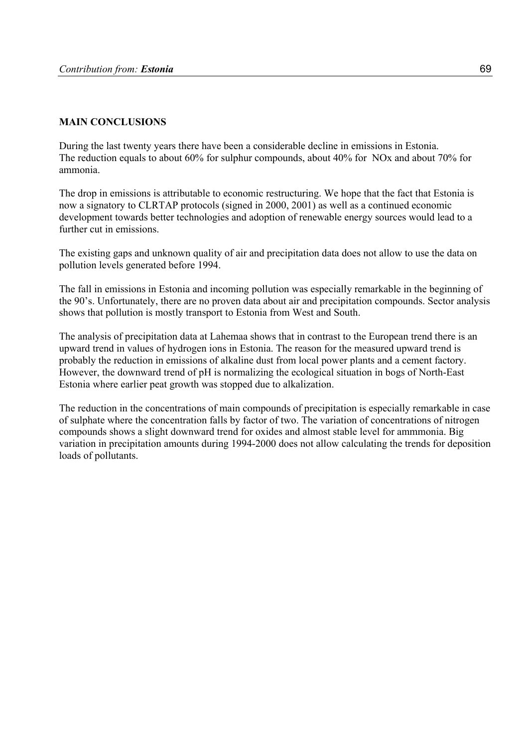## MAIN CONCLUSIONS

During the last twenty years there have been a considerable decline in emissions in Estonia. The reduction equals to about 60% for sulphur compounds, about 40% for NOx and about 70% for ammonia.

The drop in emissions is attributable to economic restructuring. We hope that the fact that Estonia is now a signatory to CLRTAP protocols (signed in 2000, 2001) as well as a continued economic development towards better technologies and adoption of renewable energy sources would lead to a further cut in emissions.

The existing gaps and unknown quality of air and precipitation data does not allow to use the data on pollution levels generated before 1994.

The fall in emissions in Estonia and incoming pollution was especially remarkable in the beginning of the 90's. Unfortunately, there are no proven data about air and precipitation compounds. Sector analysis shows that pollution is mostly transport to Estonia from West and South.

The analysis of precipitation data at Lahemaa shows that in contrast to the European trend there is an upward trend in values of hydrogen ions in Estonia. The reason for the measured upward trend is probably the reduction in emissions of alkaline dust from local power plants and a cement factory. However, the downward trend of pH is normalizing the ecological situation in bogs of North-East Estonia where earlier peat growth was stopped due to alkalization.

The reduction in the concentrations of main compounds of precipitation is especially remarkable in case of sulphate where the concentration falls by factor of two. The variation of concentrations of nitrogen compounds shows a slight downward trend for oxides and almost stable level for ammmonia. Big variation in precipitation amounts during 1994-2000 does not allow calculating the trends for deposition loads of pollutants.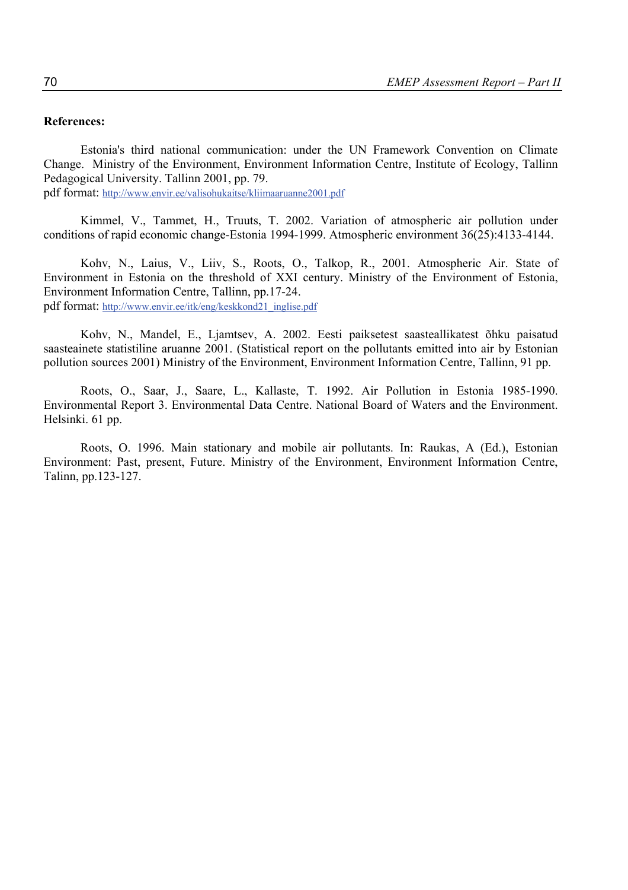**References:**

Estonia's third national communication: under the UN Framework Convention on Climate Change. Ministry of the Environment, Environment Information Centre, Institute of Ecology, Tallinn Pedagogical University. Tallinn 2001, pp. 79.
pdf format: http://www.envir.ee/valisohukaitse/kliimaaruanne2001.pdf

Kimmel, V., Tammet, H., Truuts, T. 2002. Variation of atmospheric air pollution under conditions of rapid economic change-Estonia 1994-1999. Atmospheric environment 36(25):4133-4144.

Kohv, N., Laius, V., Liiv, S., Roots, O., Talkop, R., 2001. Atmospheric Air. State of Environment in Estonia on the threshold of XXI century. Ministry of the Environment of Estonia, Environment Information Centre, Tallinn, pp.17-24.
pdf format: http://www.envir.ee/itk/eng/keskkond21_inglise.pdf

Kohv, N., Mandel, E., Ljamtsev, A. 2002. Eesti paiksetest saasteallikatest õhku paisatud saasteainete statistiline aruanne 2001. (Statistical report on the pollutants emitted into air by Estonian pollution sources 2001) Ministry of the Environment, Environment Information Centre, Tallinn, 91 pp.

Roots, O., Saar, J., Saare, L., Kallaste, T. 1992. Air Pollution in Estonia 1985-1990. Environmental Report 3. Environmental Data Centre. National Board of Waters and the Environment. Helsinki. 61 pp.

Roots, O. 1996. Main stationary and mobile air pollutants. In: Raukas, A (Ed.), Estonian Environment: Past, present, Future. Ministry of the Environment, Environment Information Centre, Talinn, pp.123-127.